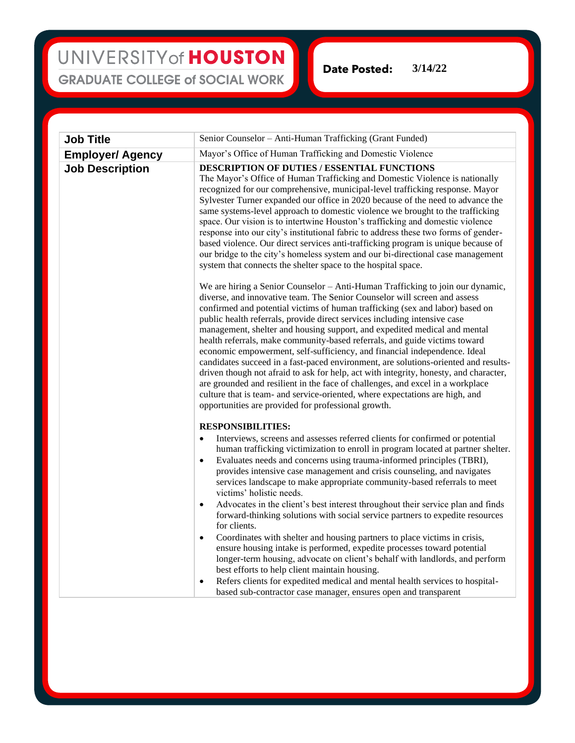UNIVERSITY of HOUSTON
GRADUATE COLLEGE of SOCIAL WORK

**Date Posted:** 3/14/22

| **Job Title** | Senior Counselor – Anti-Human Trafficking (Grant Funded) |
|---|---|
| **Employer/ Agency** | Mayor's Office of Human Trafficking and Domestic Violence |
| **Job Description** | **DESCRIPTION OF DUTIES / ESSENTIAL FUNCTIONS**<br>The Mayor's Office of Human Trafficking and Domestic Violence is nationally recognized for our comprehensive, municipal-level trafficking response. Mayor Sylvester Turner expanded our office in 2020 because of the need to advance the same systems-level approach to domestic violence we brought to the trafficking space. Our vision is to intertwine Houston's trafficking and domestic violence response into our city's institutional fabric to address these two forms of gender-based violence. Our direct services anti-trafficking program is unique because of our bridge to the city's homeless system and our bi-directional case management system that connects the shelter space to the hospital space.<br><br>We are hiring a Senior Counselor – Anti-Human Trafficking to join our dynamic, diverse, and innovative team. The Senior Counselor will screen and assess confirmed and potential victims of human trafficking (sex and labor) based on public health referrals, provide direct services including intensive case management, shelter and housing support, and expedited medical and mental health referrals, make community-based referrals, and guide victims toward economic empowerment, self-sufficiency, and financial independence. Ideal candidates succeed in a fast-paced environment, are solutions-oriented and results-driven though not afraid to ask for help, act with integrity, honesty, and character, are grounded and resilient in the face of challenges, and excel in a workplace culture that is team- and service-oriented, where expectations are high, and opportunities are provided for professional growth.<br><br>**RESPONSIBILITIES:**<br>• Interviews, screens and assesses referred clients for confirmed or potential human trafficking victimization to enroll in program located at partner shelter.<br>• Evaluates needs and concerns using trauma-informed principles (TBRI), provides intensive case management and crisis counseling, and navigates services landscape to make appropriate community-based referrals to meet victims' holistic needs.<br>• Advocates in the client's best interest throughout their service plan and finds forward-thinking solutions with social service partners to expedite resources for clients.<br>• Coordinates with shelter and housing partners to place victims in crisis, ensure housing intake is performed, expedite processes toward potential longer-term housing, advocate on client's behalf with landlords, and perform best efforts to help client maintain housing.<br>• Refers clients for expedited medical and mental health services to hospital-based sub-contractor case manager, ensures open and transparent |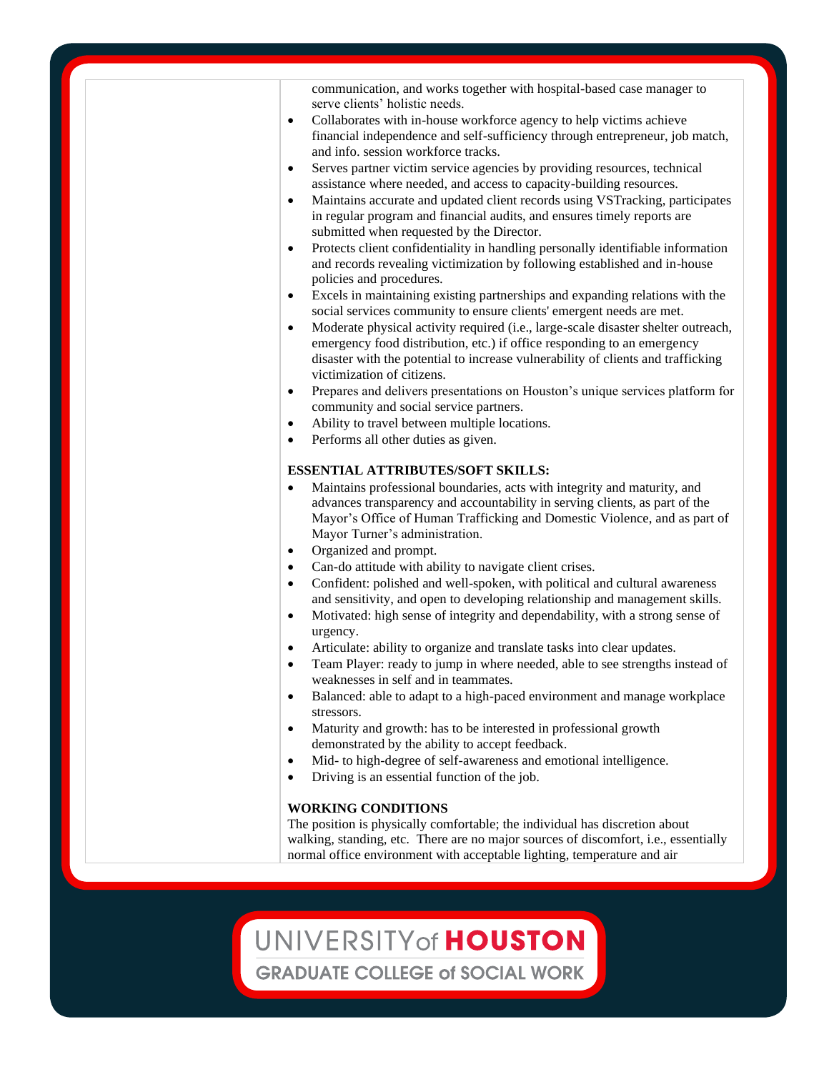communication, and works together with hospital-based case manager to serve clients' holistic needs.

- Collaborates with in-house workforce agency to help victims achieve financial independence and self-sufficiency through entrepreneur, job match, and info. session workforce tracks.
- Serves partner victim service agencies by providing resources, technical assistance where needed, and access to capacity-building resources.
- Maintains accurate and updated client records using VSTracking, participates in regular program and financial audits, and ensures timely reports are submitted when requested by the Director.
- Protects client confidentiality in handling personally identifiable information and records revealing victimization by following established and in-house policies and procedures.
- Excels in maintaining existing partnerships and expanding relations with the social services community to ensure clients' emergent needs are met.
- Moderate physical activity required (i.e., large-scale disaster shelter outreach, emergency food distribution, etc.) if office responding to an emergency disaster with the potential to increase vulnerability of clients and trafficking victimization of citizens.
- Prepares and delivers presentations on Houston's unique services platform for community and social service partners.
- Ability to travel between multiple locations.
- Performs all other duties as given.

**ESSENTIAL ATTRIBUTES/SOFT SKILLS:**

- Maintains professional boundaries, acts with integrity and maturity, and advances transparency and accountability in serving clients, as part of the Mayor's Office of Human Trafficking and Domestic Violence, and as part of Mayor Turner's administration.
- Organized and prompt.
- Can-do attitude with ability to navigate client crises.
- Confident: polished and well-spoken, with political and cultural awareness and sensitivity, and open to developing relationship and management skills.
- Motivated: high sense of integrity and dependability, with a strong sense of urgency.
- Articulate: ability to organize and translate tasks into clear updates.
- Team Player: ready to jump in where needed, able to see strengths instead of weaknesses in self and in teammates.
- Balanced: able to adapt to a high-paced environment and manage workplace stressors.
- Maturity and growth: has to be interested in professional growth demonstrated by the ability to accept feedback.
- Mid- to high-degree of self-awareness and emotional intelligence.
- Driving is an essential function of the job.

**WORKING CONDITIONS**

The position is physically comfortable; the individual has discretion about walking, standing, etc. There are no major sources of discomfort, i.e., essentially normal office environment with acceptable lighting, temperature and air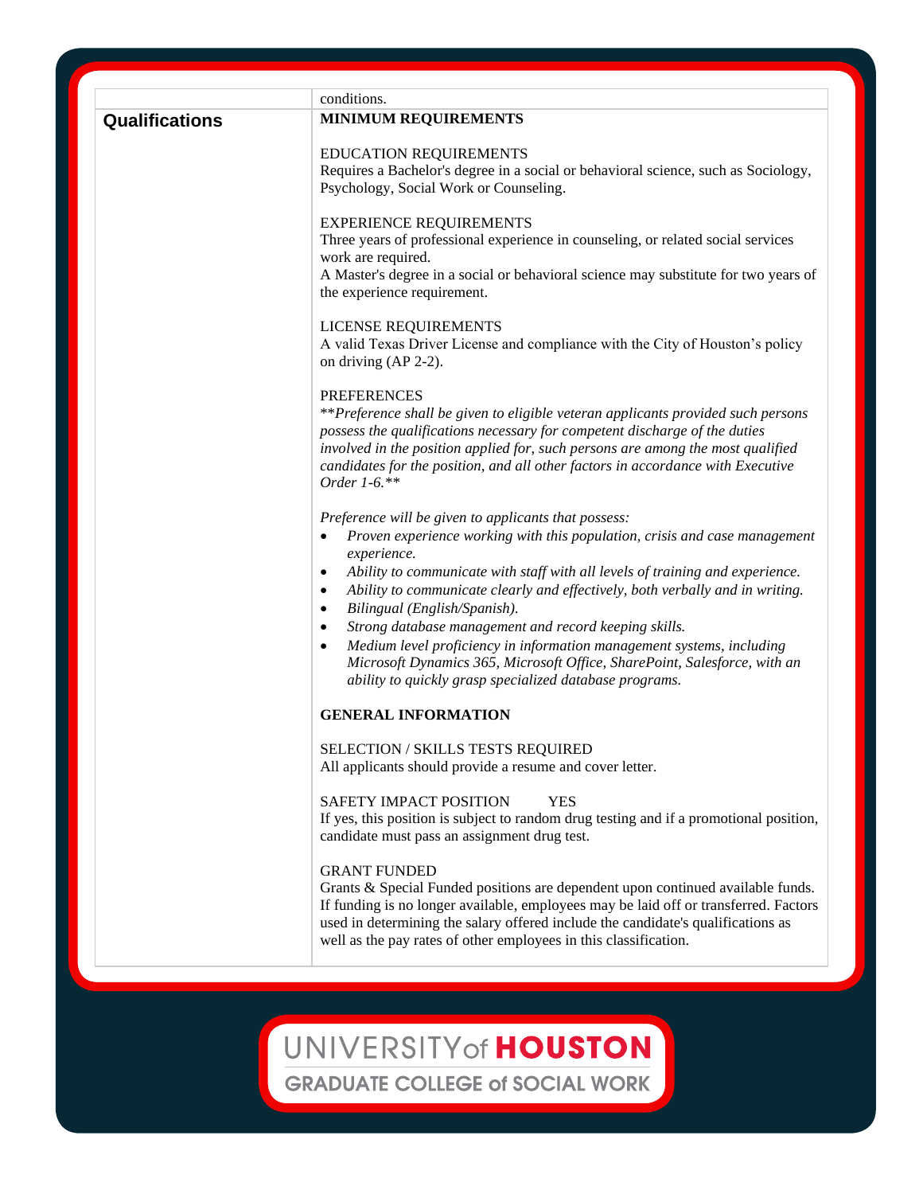| | conditions. |
|---|---|
| **Qualifications** | **MINIMUM REQUIREMENTS**<br><br>EDUCATION REQUIREMENTS<br>Requires a Bachelor's degree in a social or behavioral science, such as Sociology, Psychology, Social Work or Counseling.<br><br>EXPERIENCE REQUIREMENTS<br>Three years of professional experience in counseling, or related social services work are required.<br>A Master's degree in a social or behavioral science may substitute for two years of the experience requirement.<br><br>LICENSE REQUIREMENTS<br>A valid Texas Driver License and compliance with the City of Houston's policy on driving (AP 2-2).<br><br>PREFERENCES<br>*\*\*Preference shall be given to eligible veteran applicants provided such persons possess the qualifications necessary for competent discharge of the duties involved in the position applied for, such persons are among the most qualified candidates for the position, and all other factors in accordance with Executive Order 1-6.\*\**<br><br>*Preference will be given to applicants that possess:*<br>• *Proven experience working with this population, crisis and case management experience.*<br>• *Ability to communicate with staff with all levels of training and experience.*<br>• *Ability to communicate clearly and effectively, both verbally and in writing.*<br>• *Bilingual (English/Spanish).*<br>• *Strong database management and record keeping skills.*<br>• *Medium level proficiency in information management systems, including Microsoft Dynamics 365, Microsoft Office, SharePoint, Salesforce, with an ability to quickly grasp specialized database programs.*<br><br>**GENERAL INFORMATION**<br><br>SELECTION / SKILLS TESTS REQUIRED<br>All applicants should provide a resume and cover letter.<br><br>SAFETY IMPACT POSITION YES<br>If yes, this position is subject to random drug testing and if a promotional position, candidate must pass an assignment drug test.<br><br>GRANT FUNDED<br>Grants & Special Funded positions are dependent upon continued available funds. If funding is no longer available, employees may be laid off or transferred. Factors used in determining the salary offered include the candidate's qualifications as well as the pay rates of other employees in this classification. |

UNIVERSITY of HOUSTON
GRADUATE COLLEGE of SOCIAL WORK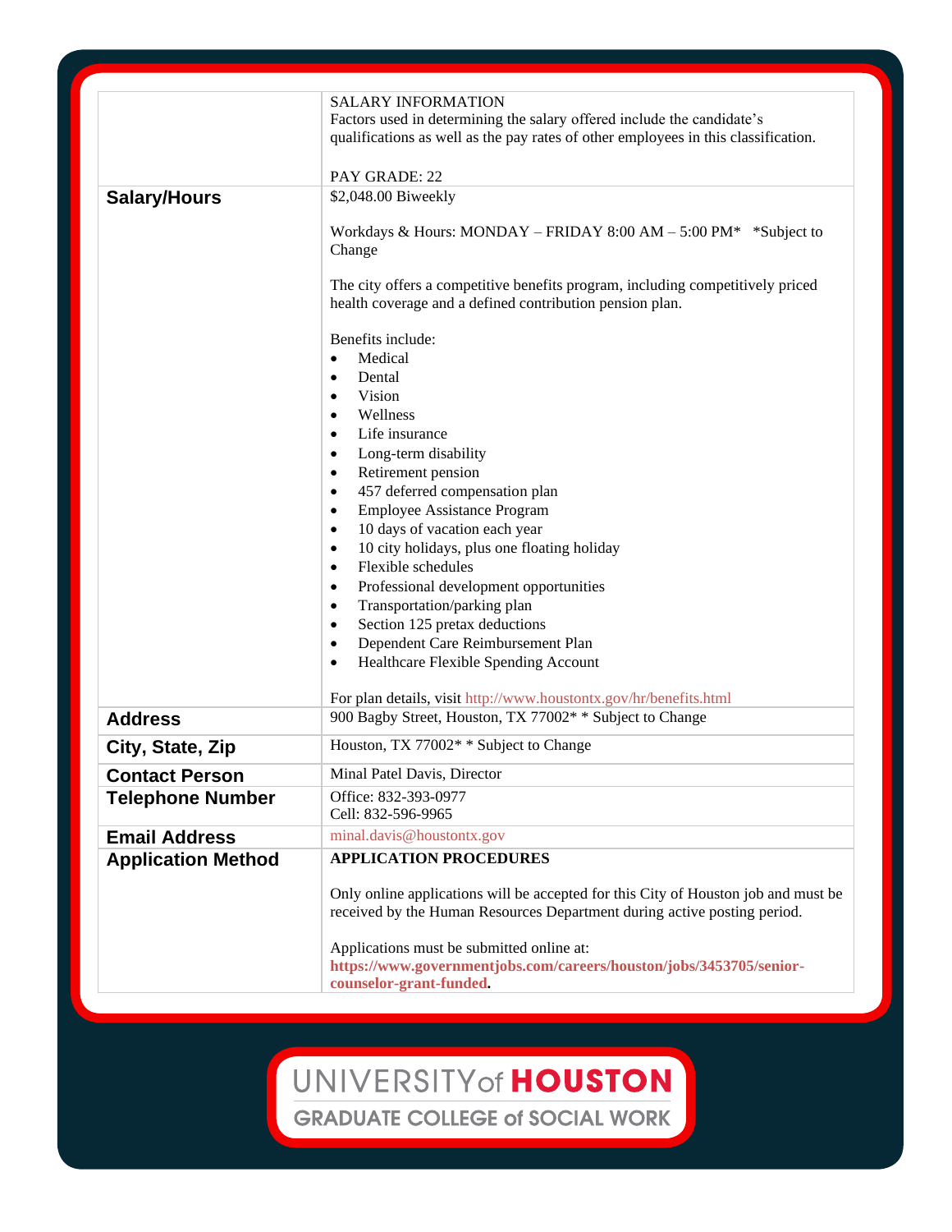| | |
|---|---|
| | SALARY INFORMATION<br>Factors used in determining the salary offered include the candidate's qualifications as well as the pay rates of other employees in this classification.<br><br>PAY GRADE: 22 |
| **Salary/Hours** | $2,048.00 Biweekly<br><br>Workdays & Hours: MONDAY – FRIDAY 8:00 AM – 5:00 PM* *Subject to Change<br><br>The city offers a competitive benefits program, including competitively priced health coverage and a defined contribution pension plan.<br><br>Benefits include:<br>• Medical<br>• Dental<br>• Vision<br>• Wellness<br>• Life insurance<br>• Long-term disability<br>• Retirement pension<br>• 457 deferred compensation plan<br>• Employee Assistance Program<br>• 10 days of vacation each year<br>• 10 city holidays, plus one floating holiday<br>• Flexible schedules<br>• Professional development opportunities<br>• Transportation/parking plan<br>• Section 125 pretax deductions<br>• Dependent Care Reimbursement Plan<br>• Healthcare Flexible Spending Account<br><br>For plan details, visit http://www.houstontx.gov/hr/benefits.html |
| **Address** | 900 Bagby Street, Houston, TX 77002* * Subject to Change |
| **City, State, Zip** | Houston, TX 77002* * Subject to Change |
| **Contact Person** | Minal Patel Davis, Director |
| **Telephone Number** | Office: 832-393-0977<br>Cell: 832-596-9965 |
| **Email Address** | minal.davis@houstontx.gov |
| **Application Method** | **APPLICATION PROCEDURES**<br><br>Only online applications will be accepted for this City of Houston job and must be received by the Human Resources Department during active posting period.<br><br>Applications must be submitted online at: **https://www.governmentjobs.com/careers/houston/jobs/3453705/senior-counselor-grant-funded.** |

UNIVERSITY of HOUSTON
GRADUATE COLLEGE of SOCIAL WORK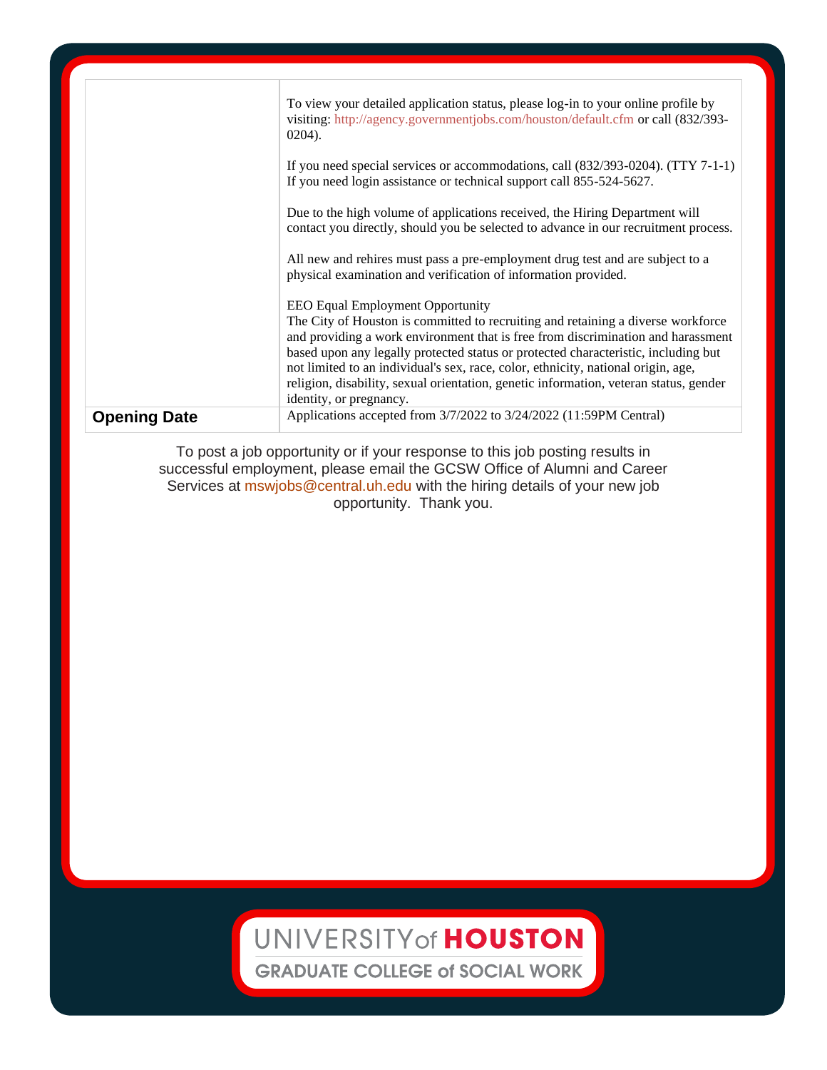| | |
|---|---|
| | To view your detailed application status, please log-in to your online profile by visiting: http://agency.governmentjobs.com/houston/default.cfm or call (832/393-0204).<br><br>If you need special services or accommodations, call (832/393-0204). (TTY 7-1-1) If you need login assistance or technical support call 855-524-5627.<br><br>Due to the high volume of applications received, the Hiring Department will contact you directly, should you be selected to advance in our recruitment process.<br><br>All new and rehires must pass a pre-employment drug test and are subject to a physical examination and verification of information provided.<br><br>EEO Equal Employment Opportunity<br>The City of Houston is committed to recruiting and retaining a diverse workforce and providing a work environment that is free from discrimination and harassment based upon any legally protected status or protected characteristic, including but not limited to an individual's sex, race, color, ethnicity, national origin, age, religion, disability, sexual orientation, genetic information, veteran status, gender identity, or pregnancy. |
| **Opening Date** | Applications accepted from 3/7/2022 to 3/24/2022 (11:59PM Central) |

To post a job opportunity or if your response to this job posting results in successful employment, please email the GCSW Office of Alumni and Career Services at mswjobs@central.uh.edu with the hiring details of your new job opportunity. Thank you.

UNIVERSITY of HOUSTON
GRADUATE COLLEGE of SOCIAL WORK